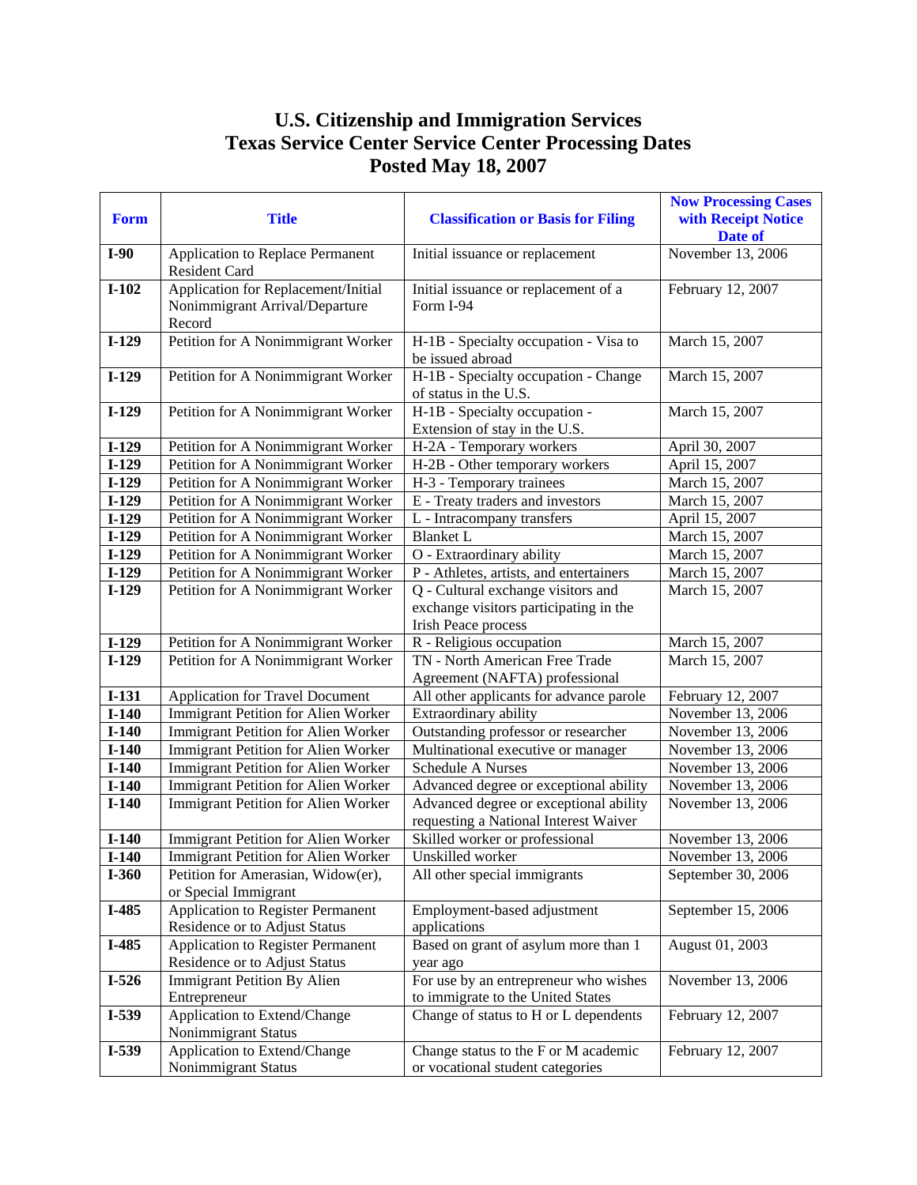# U.S. Citizenship and Immigration Services
# Texas Service Center Service Center Processing Dates
# Posted May 18, 2007

| Form | Title | Classification or Basis for Filing | Now Processing Cases with Receipt Notice Date of |
|---|---|---|---|
| **I-90** | Application to Replace Permanent Resident Card | Initial issuance or replacement | November 13, 2006 |
| **I-102** | Application for Replacement/Initial Nonimmigrant Arrival/Departure Record | Initial issuance or replacement of a Form I-94 | February 12, 2007 |
| **I-129** | Petition for A Nonimmigrant Worker | H-1B - Specialty occupation - Visa to be issued abroad | March 15, 2007 |
| **I-129** | Petition for A Nonimmigrant Worker | H-1B - Specialty occupation - Change of status in the U.S. | March 15, 2007 |
| **I-129** | Petition for A Nonimmigrant Worker | H-1B - Specialty occupation - Extension of stay in the U.S. | March 15, 2007 |
| **I-129** | Petition for A Nonimmigrant Worker | H-2A - Temporary workers | April 30, 2007 |
| **I-129** | Petition for A Nonimmigrant Worker | H-2B - Other temporary workers | April 15, 2007 |
| **I-129** | Petition for A Nonimmigrant Worker | H-3 - Temporary trainees | March 15, 2007 |
| **I-129** | Petition for A Nonimmigrant Worker | E - Treaty traders and investors | March 15, 2007 |
| **I-129** | Petition for A Nonimmigrant Worker | L - Intracompany transfers | April 15, 2007 |
| **I-129** | Petition for A Nonimmigrant Worker | Blanket L | March 15, 2007 |
| **I-129** | Petition for A Nonimmigrant Worker | O - Extraordinary ability | March 15, 2007 |
| **I-129** | Petition for A Nonimmigrant Worker | P - Athletes, artists, and entertainers | March 15, 2007 |
| **I-129** | Petition for A Nonimmigrant Worker | Q - Cultural exchange visitors and exchange visitors participating in the Irish Peace process | March 15, 2007 |
| **I-129** | Petition for A Nonimmigrant Worker | R - Religious occupation | March 15, 2007 |
| **I-129** | Petition for A Nonimmigrant Worker | TN - North American Free Trade Agreement (NAFTA) professional | March 15, 2007 |
| **I-131** | Application for Travel Document | All other applicants for advance parole | February 12, 2007 |
| **I-140** | Immigrant Petition for Alien Worker | Extraordinary ability | November 13, 2006 |
| **I-140** | Immigrant Petition for Alien Worker | Outstanding professor or researcher | November 13, 2006 |
| **I-140** | Immigrant Petition for Alien Worker | Multinational executive or manager | November 13, 2006 |
| **I-140** | Immigrant Petition for Alien Worker | Schedule A Nurses | November 13, 2006 |
| **I-140** | Immigrant Petition for Alien Worker | Advanced degree or exceptional ability | November 13, 2006 |
| **I-140** | Immigrant Petition for Alien Worker | Advanced degree or exceptional ability requesting a National Interest Waiver | November 13, 2006 |
| **I-140** | Immigrant Petition for Alien Worker | Skilled worker or professional | November 13, 2006 |
| **I-140** | Immigrant Petition for Alien Worker | Unskilled worker | November 13, 2006 |
| **I-360** | Petition for Amerasian, Widow(er), or Special Immigrant | All other special immigrants | September 30, 2006 |
| **I-485** | Application to Register Permanent Residence or to Adjust Status | Employment-based adjustment applications | September 15, 2006 |
| **I-485** | Application to Register Permanent Residence or to Adjust Status | Based on grant of asylum more than 1 year ago | August 01, 2003 |
| **I-526** | Immigrant Petition By Alien Entrepreneur | For use by an entrepreneur who wishes to immigrate to the United States | November 13, 2006 |
| **I-539** | Application to Extend/Change Nonimmigrant Status | Change of status to H or L dependents | February 12, 2007 |
| **I-539** | Application to Extend/Change Nonimmigrant Status | Change status to the F or M academic or vocational student categories | February 12, 2007 |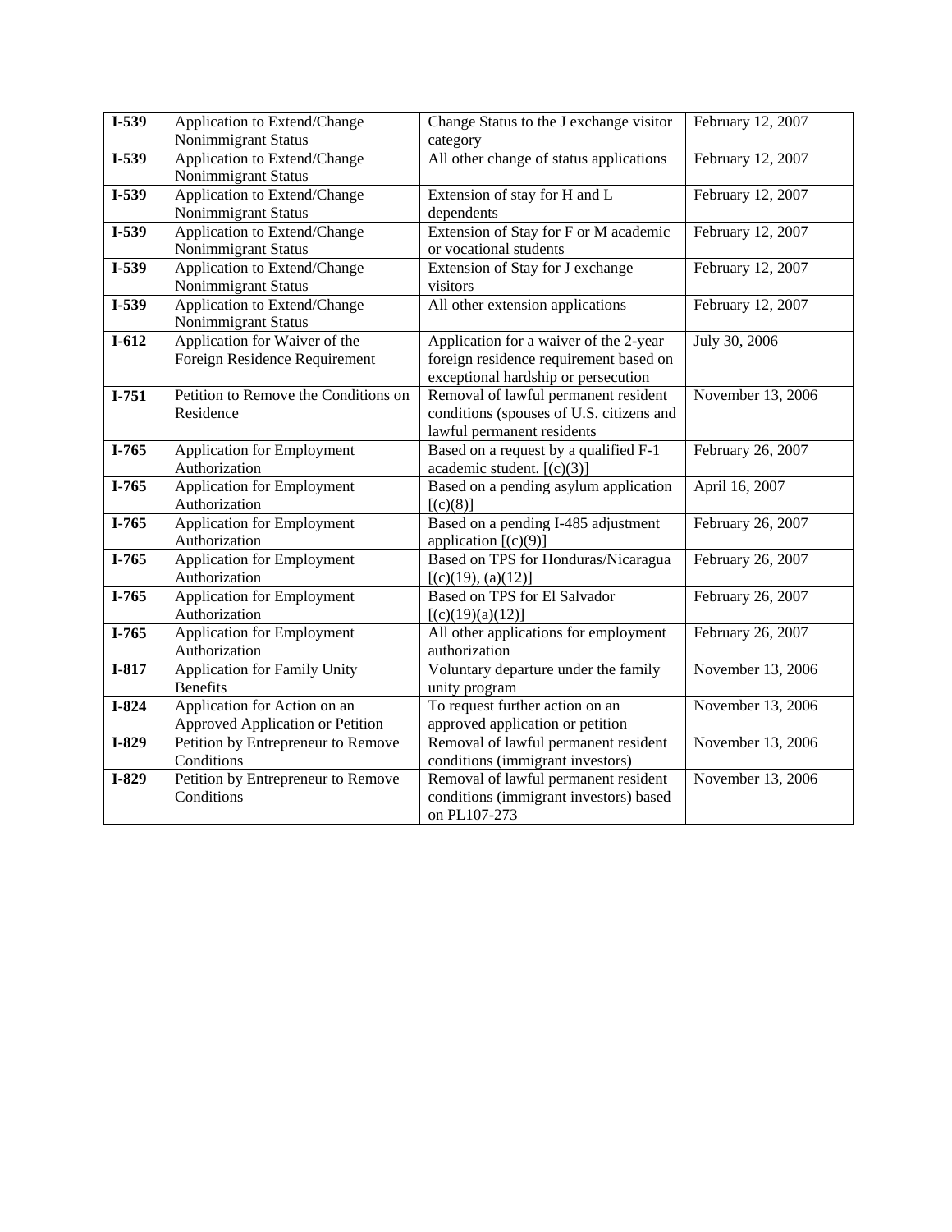| | | | |
|---|---|---|---|
| **I-539** | Application to Extend/Change Nonimmigrant Status | Change Status to the J exchange visitor category | February 12, 2007 |
| **I-539** | Application to Extend/Change Nonimmigrant Status | All other change of status applications | February 12, 2007 |
| **I-539** | Application to Extend/Change Nonimmigrant Status | Extension of stay for H and L dependents | February 12, 2007 |
| **I-539** | Application to Extend/Change Nonimmigrant Status | Extension of Stay for F or M academic or vocational students | February 12, 2007 |
| **I-539** | Application to Extend/Change Nonimmigrant Status | Extension of Stay for J exchange visitors | February 12, 2007 |
| **I-539** | Application to Extend/Change Nonimmigrant Status | All other extension applications | February 12, 2007 |
| **I-612** | Application for Waiver of the Foreign Residence Requirement | Application for a waiver of the 2-year foreign residence requirement based on exceptional hardship or persecution | July 30, 2006 |
| **I-751** | Petition to Remove the Conditions on Residence | Removal of lawful permanent resident conditions (spouses of U.S. citizens and lawful permanent residents | November 13, 2006 |
| **I-765** | Application for Employment Authorization | Based on a request by a qualified F-1 academic student. [(c)(3)] | February 26, 2007 |
| **I-765** | Application for Employment Authorization | Based on a pending asylum application [(c)(8)] | April 16, 2007 |
| **I-765** | Application for Employment Authorization | Based on a pending I-485 adjustment application [(c)(9)] | February 26, 2007 |
| **I-765** | Application for Employment Authorization | Based on TPS for Honduras/Nicaragua [(c)(19), (a)(12)] | February 26, 2007 |
| **I-765** | Application for Employment Authorization | Based on TPS for El Salvador [(c)(19)(a)(12)] | February 26, 2007 |
| **I-765** | Application for Employment Authorization | All other applications for employment authorization | February 26, 2007 |
| **I-817** | Application for Family Unity Benefits | Voluntary departure under the family unity program | November 13, 2006 |
| **I-824** | Application for Action on an Approved Application or Petition | To request further action on an approved application or petition | November 13, 2006 |
| **I-829** | Petition by Entrepreneur to Remove Conditions | Removal of lawful permanent resident conditions (immigrant investors) | November 13, 2006 |
| **I-829** | Petition by Entrepreneur to Remove Conditions | Removal of lawful permanent resident conditions (immigrant investors) based on PL107-273 | November 13, 2006 |